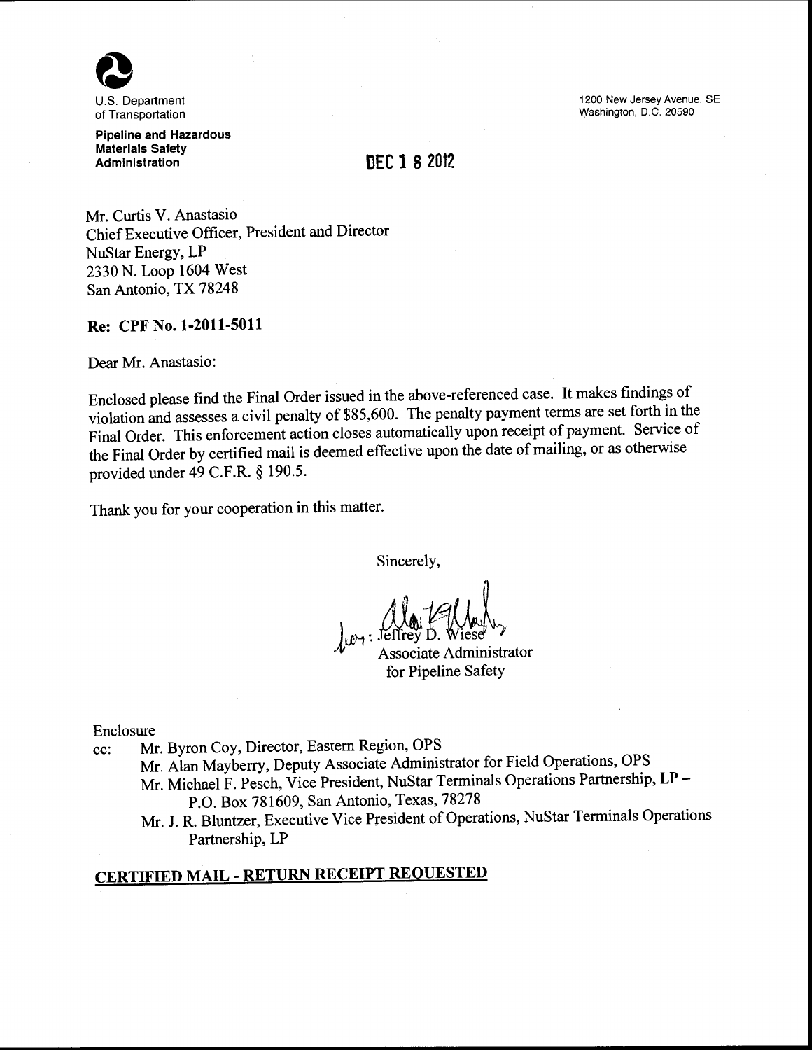U.S. Department of Transportation

**Pipeline and Hazardous Materials Safety Administration**

1200 New Jersey Avenue, SE
Washington, D.C. 20590

DEC 1 8 2012

Mr. Curtis V. Anastasio
Chief Executive Officer, President and Director
NuStar Energy, LP
2330 N. Loop 1604 West
San Antonio, TX 78248

**Re: CPF No. 1-2011-5011**

Dear Mr. Anastasio:

Enclosed please find the Final Order issued in the above-referenced case. It makes findings of violation and assesses a civil penalty of $85,600. The penalty payment terms are set forth in the Final Order. This enforcement action closes automatically upon receipt of payment. Service of the Final Order by certified mail is deemed effective upon the date of mailing, or as otherwise provided under 49 C.F.R. § 190.5.

Thank you for your cooperation in this matter.

Sincerely,

for: Jeffrey D. Wiese
Associate Administrator
for Pipeline Safety

Enclosure

cc: Mr. Byron Coy, Director, Eastern Region, OPS
Mr. Alan Mayberry, Deputy Associate Administrator for Field Operations, OPS
Mr. Michael F. Pesch, Vice President, NuStar Terminals Operations Partnership, LP – P.O. Box 781609, San Antonio, Texas, 78278
Mr. J. R. Bluntzer, Executive Vice President of Operations, NuStar Terminals Operations Partnership, LP

**CERTIFIED MAIL - RETURN RECEIPT REQUESTED**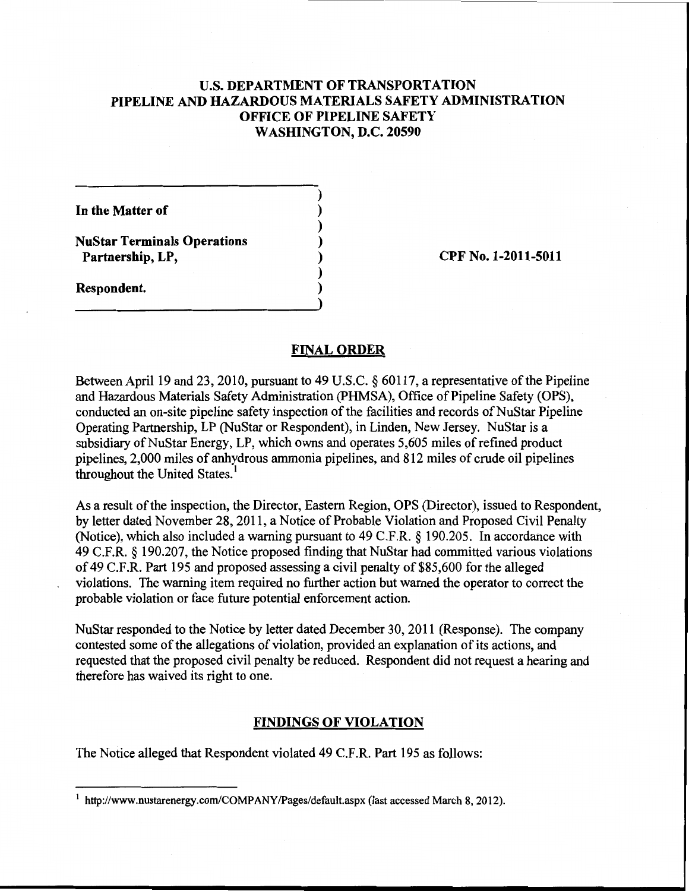# U.S. DEPARTMENT OF TRANSPORTATION
# PIPELINE AND HAZARDOUS MATERIALS SAFETY ADMINISTRATION
# OFFICE OF PIPELINE SAFETY
# WASHINGTON, D.C. 20590

| | |
|---|---|
| **In the Matter of** | |
| **NuStar Terminals Operations Partnership, LP,** | **CPF No. 1-2011-5011** |
| **Respondent.** | |

## FINAL ORDER

Between April 19 and 23, 2010, pursuant to 49 U.S.C. § 60117, a representative of the Pipeline and Hazardous Materials Safety Administration (PHMSA), Office of Pipeline Safety (OPS), conducted an on-site pipeline safety inspection of the facilities and records of NuStar Pipeline Operating Partnership, LP (NuStar or Respondent), in Linden, New Jersey. NuStar is a subsidiary of NuStar Energy, LP, which owns and operates 5,605 miles of refined product pipelines, 2,000 miles of anhydrous ammonia pipelines, and 812 miles of crude oil pipelines throughout the United States.[1]

As a result of the inspection, the Director, Eastern Region, OPS (Director), issued to Respondent, by letter dated November 28, 2011, a Notice of Probable Violation and Proposed Civil Penalty (Notice), which also included a warning pursuant to 49 C.F.R. § 190.205. In accordance with 49 C.F.R. § 190.207, the Notice proposed finding that NuStar had committed various violations of 49 C.F.R. Part 195 and proposed assessing a civil penalty of $85,600 for the alleged violations. The warning item required no further action but warned the operator to correct the probable violation or face future potential enforcement action.

NuStar responded to the Notice by letter dated December 30, 2011 (Response). The company contested some of the allegations of violation, provided an explanation of its actions, and requested that the proposed civil penalty be reduced. Respondent did not request a hearing and therefore has waived its right to one.

## FINDINGS OF VIOLATION

The Notice alleged that Respondent violated 49 C.F.R. Part 195 as follows:

---

[1] http://www.nustarenergy.com/COMPANY/Pages/default.aspx (last accessed March 8, 2012).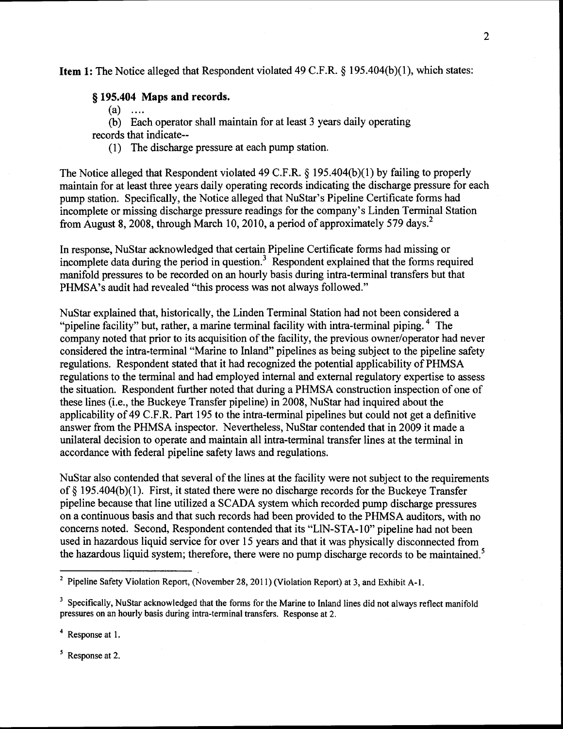**Item 1:** The Notice alleged that Respondent violated 49 C.F.R. § 195.404(b)(1), which states:

> **§ 195.404 Maps and records.**
>
> (a) ....
>
> (b) Each operator shall maintain for at least 3 years daily operating records that indicate--
>
> (1) The discharge pressure at each pump station.

The Notice alleged that Respondent violated 49 C.F.R. § 195.404(b)(1) by failing to properly maintain for at least three years daily operating records indicating the discharge pressure for each pump station. Specifically, the Notice alleged that NuStar's Pipeline Certificate forms had incomplete or missing discharge pressure readings for the company's Linden Terminal Station from August 8, 2008, through March 10, 2010, a period of approximately 579 days.[2]

In response, NuStar acknowledged that certain Pipeline Certificate forms had missing or incomplete data during the period in question.[3] Respondent explained that the forms required manifold pressures to be recorded on an hourly basis during intra-terminal transfers but that PHMSA's audit had revealed "this process was not always followed."

NuStar explained that, historically, the Linden Terminal Station had not been considered a "pipeline facility" but, rather, a marine terminal facility with intra-terminal piping.[4] The company noted that prior to its acquisition of the facility, the previous owner/operator had never considered the intra-terminal "Marine to Inland" pipelines as being subject to the pipeline safety regulations. Respondent stated that it had recognized the potential applicability of PHMSA regulations to the terminal and had employed internal and external regulatory expertise to assess the situation. Respondent further noted that during a PHMSA construction inspection of one of these lines (i.e., the Buckeye Transfer pipeline) in 2008, NuStar had inquired about the applicability of 49 C.F.R. Part 195 to the intra-terminal pipelines but could not get a definitive answer from the PHMSA inspector. Nevertheless, NuStar contended that in 2009 it made a unilateral decision to operate and maintain all intra-terminal transfer lines at the terminal in accordance with federal pipeline safety laws and regulations.

NuStar also contended that several of the lines at the facility were not subject to the requirements of § 195.404(b)(1). First, it stated there were no discharge records for the Buckeye Transfer pipeline because that line utilized a SCADA system which recorded pump discharge pressures on a continuous basis and that such records had been provided to the PHMSA auditors, with no concerns noted. Second, Respondent contended that its "LIN-STA-10" pipeline had not been used in hazardous liquid service for over 15 years and that it was physically disconnected from the hazardous liquid system; therefore, there were no pump discharge records to be maintained.[5]

---

[2] Pipeline Safety Violation Report, (November 28, 2011) (Violation Report) at 3, and Exhibit A-1.

[3] Specifically, NuStar acknowledged that the forms for the Marine to Inland lines did not always reflect manifold pressures on an hourly basis during intra-terminal transfers. Response at 2.

[4] Response at 1.

[5] Response at 2.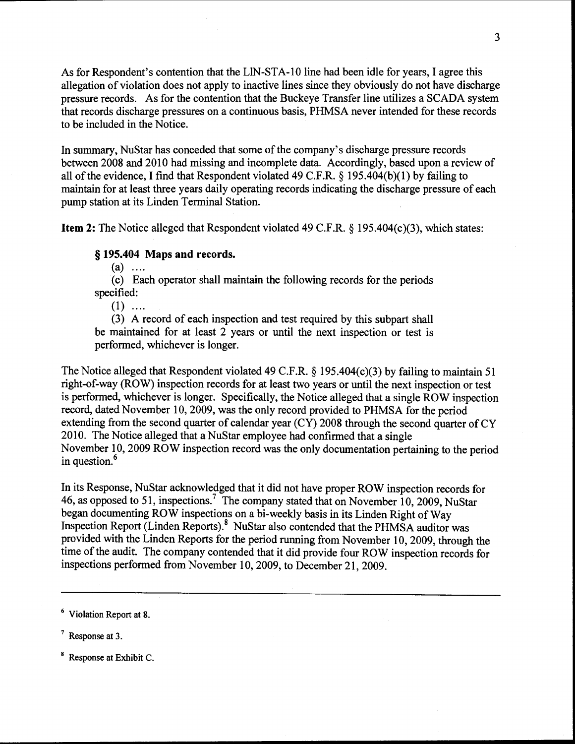As for Respondent's contention that the LIN-STA-10 line had been idle for years, I agree this allegation of violation does not apply to inactive lines since they obviously do not have discharge pressure records. As for the contention that the Buckeye Transfer line utilizes a SCADA system that records discharge pressures on a continuous basis, PHMSA never intended for these records to be included in the Notice.

In summary, NuStar has conceded that some of the company's discharge pressure records between 2008 and 2010 had missing and incomplete data. Accordingly, based upon a review of all of the evidence, I find that Respondent violated 49 C.F.R. § 195.404(b)(1) by failing to maintain for at least three years daily operating records indicating the discharge pressure of each pump station at its Linden Terminal Station.

**Item 2:** The Notice alleged that Respondent violated 49 C.F.R. § 195.404(c)(3), which states:

> **§ 195.404 Maps and records.**
>
> (a) ....
>
> (c) Each operator shall maintain the following records for the periods specified:
>
> (1) ....
>
> (3) A record of each inspection and test required by this subpart shall be maintained for at least 2 years or until the next inspection or test is performed, whichever is longer.

The Notice alleged that Respondent violated 49 C.F.R. § 195.404(c)(3) by failing to maintain 51 right-of-way (ROW) inspection records for at least two years or until the next inspection or test is performed, whichever is longer. Specifically, the Notice alleged that a single ROW inspection record, dated November 10, 2009, was the only record provided to PHMSA for the period extending from the second quarter of calendar year (CY) 2008 through the second quarter of CY 2010. The Notice alleged that a NuStar employee had confirmed that a single November 10, 2009 ROW inspection record was the only documentation pertaining to the period in question.[6]

In its Response, NuStar acknowledged that it did not have proper ROW inspection records for 46, as opposed to 51, inspections.[7] The company stated that on November 10, 2009, NuStar began documenting ROW inspections on a bi-weekly basis in its Linden Right of Way Inspection Report (Linden Reports).[8] NuStar also contended that the PHMSA auditor was provided with the Linden Reports for the period running from November 10, 2009, through the time of the audit. The company contended that it did provide four ROW inspection records for inspections performed from November 10, 2009, to December 21, 2009.

---

[6] Violation Report at 8.

[7] Response at 3.

[8] Response at Exhibit C.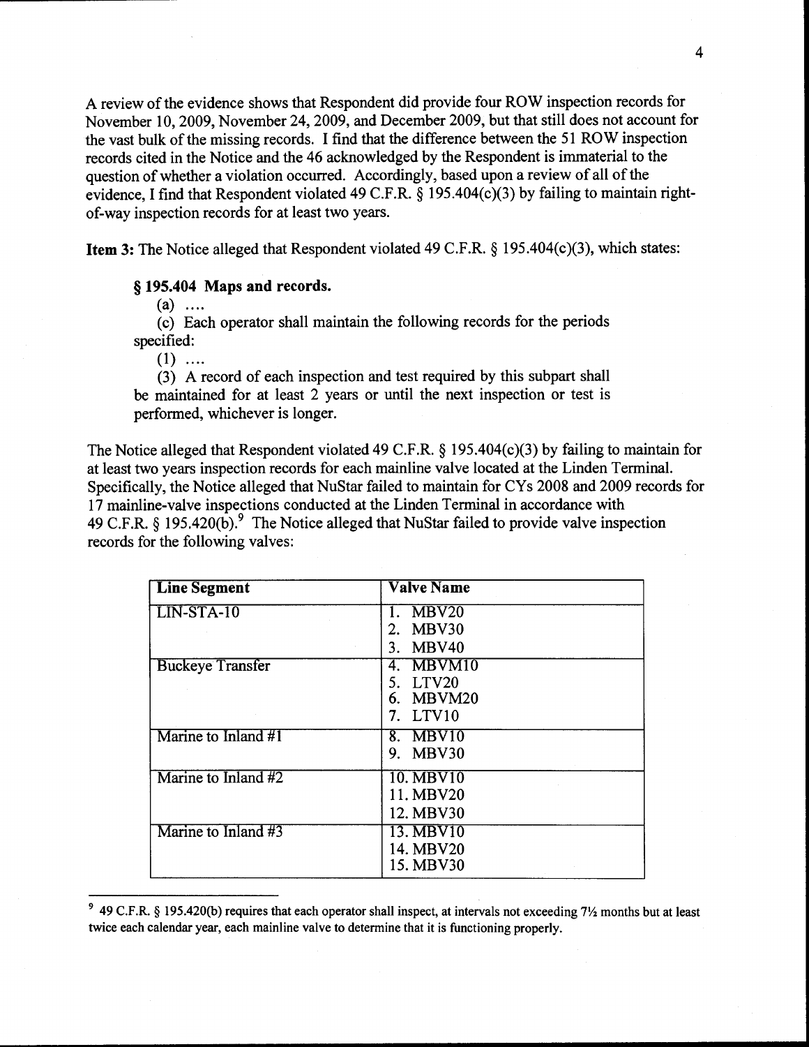A review of the evidence shows that Respondent did provide four ROW inspection records for November 10, 2009, November 24, 2009, and December 2009, but that still does not account for the vast bulk of the missing records. I find that the difference between the 51 ROW inspection records cited in the Notice and the 46 acknowledged by the Respondent is immaterial to the question of whether a violation occurred. Accordingly, based upon a review of all of the evidence, I find that Respondent violated 49 C.F.R. § 195.404(c)(3) by failing to maintain right-of-way inspection records for at least two years.

**Item 3:** The Notice alleged that Respondent violated 49 C.F.R. § 195.404(c)(3), which states:

> **§ 195.404 Maps and records.**
>
> (a) ....
>
> (c) Each operator shall maintain the following records for the periods specified:
>
> (1) ....
>
> (3) A record of each inspection and test required by this subpart shall be maintained for at least 2 years or until the next inspection or test is performed, whichever is longer.

The Notice alleged that Respondent violated 49 C.F.R. § 195.404(c)(3) by failing to maintain for at least two years inspection records for each mainline valve located at the Linden Terminal. Specifically, the Notice alleged that NuStar failed to maintain for CYs 2008 and 2009 records for 17 mainline-valve inspections conducted at the Linden Terminal in accordance with 49 C.F.R. § 195.420(b).[9] The Notice alleged that NuStar failed to provide valve inspection records for the following valves:

| Line Segment | Valve Name |
|---|---|
| LIN-STA-10 | 1. MBV20<br>2. MBV30<br>3. MBV40 |
| Buckeye Transfer | 4. MBVM10<br>5. LTV20<br>6. MBVM20<br>7. LTV10 |
| Marine to Inland #1 | 8. MBV10<br>9. MBV30 |
| Marine to Inland #2 | 10. MBV10<br>11. MBV20<br>12. MBV30 |
| Marine to Inland #3 | 13. MBV10<br>14. MBV20<br>15. MBV30 |

---

[9] 49 C.F.R. § 195.420(b) requires that each operator shall inspect, at intervals not exceeding 7½ months but at least twice each calendar year, each mainline valve to determine that it is functioning properly.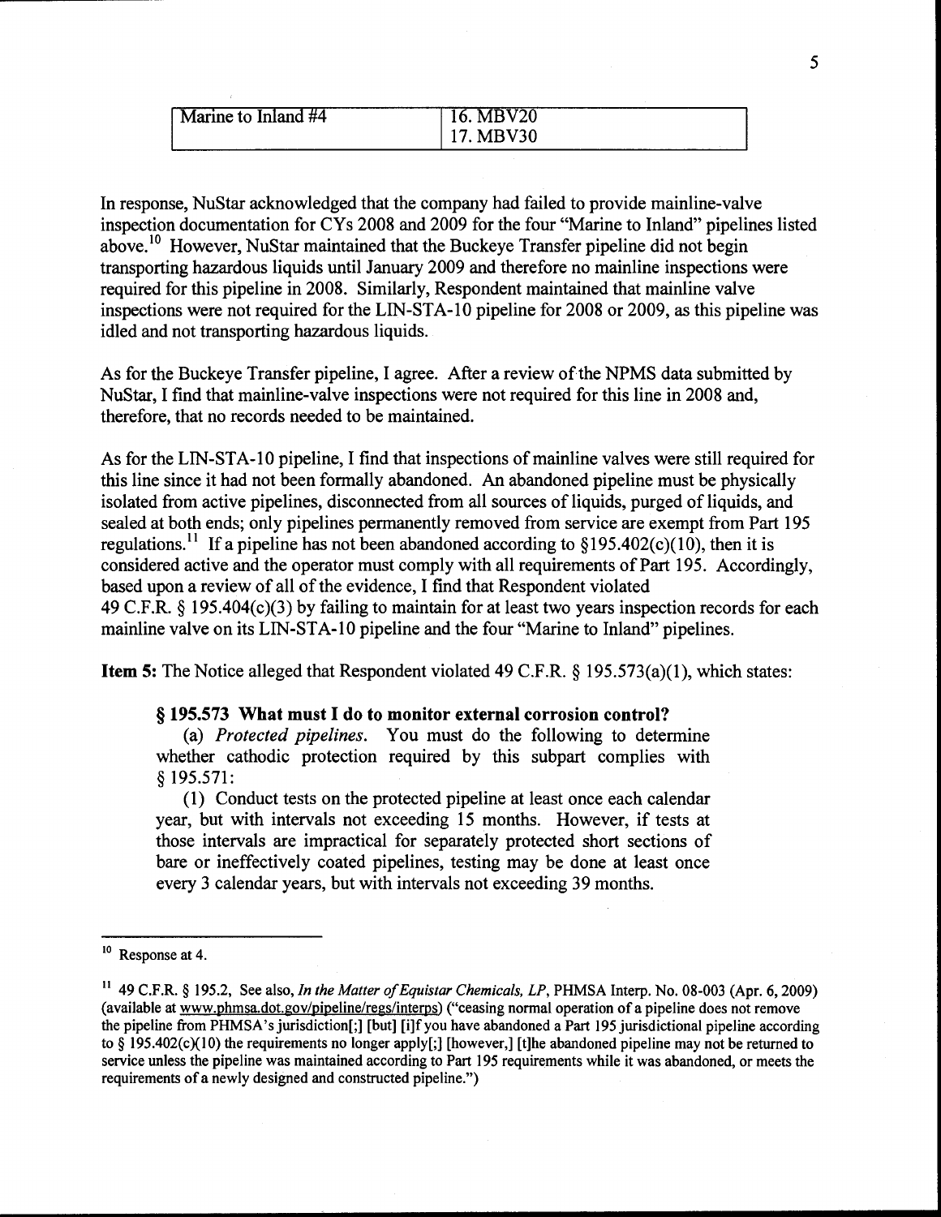| Marine to Inland #4 | 16. MBV20<br>17. MBV30 |
|---|---|

In response, NuStar acknowledged that the company had failed to provide mainline-valve inspection documentation for CYs 2008 and 2009 for the four "Marine to Inland" pipelines listed above.[10] However, NuStar maintained that the Buckeye Transfer pipeline did not begin transporting hazardous liquids until January 2009 and therefore no mainline inspections were required for this pipeline in 2008. Similarly, Respondent maintained that mainline valve inspections were not required for the LIN-STA-10 pipeline for 2008 or 2009, as this pipeline was idled and not transporting hazardous liquids.

As for the Buckeye Transfer pipeline, I agree. After a review of the NPMS data submitted by NuStar, I find that mainline-valve inspections were not required for this line in 2008 and, therefore, that no records needed to be maintained.

As for the LIN-STA-10 pipeline, I find that inspections of mainline valves were still required for this line since it had not been formally abandoned. An abandoned pipeline must be physically isolated from active pipelines, disconnected from all sources of liquids, purged of liquids, and sealed at both ends; only pipelines permanently removed from service are exempt from Part 195 regulations.[11] If a pipeline has not been abandoned according to §195.402(c)(10), then it is considered active and the operator must comply with all requirements of Part 195. Accordingly, based upon a review of all of the evidence, I find that Respondent violated 49 C.F.R. § 195.404(c)(3) by failing to maintain for at least two years inspection records for each mainline valve on its LIN-STA-10 pipeline and the four "Marine to Inland" pipelines.

**Item 5:** The Notice alleged that Respondent violated 49 C.F.R. § 195.573(a)(1), which states:

> **§ 195.573 What must I do to monitor external corrosion control?**
>
> (a) *Protected pipelines.* You must do the following to determine whether cathodic protection required by this subpart complies with § 195.571:
>
> (1) Conduct tests on the protected pipeline at least once each calendar year, but with intervals not exceeding 15 months. However, if tests at those intervals are impractical for separately protected short sections of bare or ineffectively coated pipelines, testing may be done at least once every 3 calendar years, but with intervals not exceeding 39 months.

---

[10] Response at 4.

[11] 49 C.F.R. § 195.2, See also, *In the Matter of Equistar Chemicals, LP*, PHMSA Interp. No. 08-003 (Apr. 6, 2009) (available at www.phmsa.dot.gov/pipeline/regs/interps) ("ceasing normal operation of a pipeline does not remove the pipeline from PHMSA's jurisdiction[;] [but] [i]f you have abandoned a Part 195 jurisdictional pipeline according to § 195.402(c)(10) the requirements no longer apply[;] [however,] [t]he abandoned pipeline may not be returned to service unless the pipeline was maintained according to Part 195 requirements while it was abandoned, or meets the requirements of a newly designed and constructed pipeline.")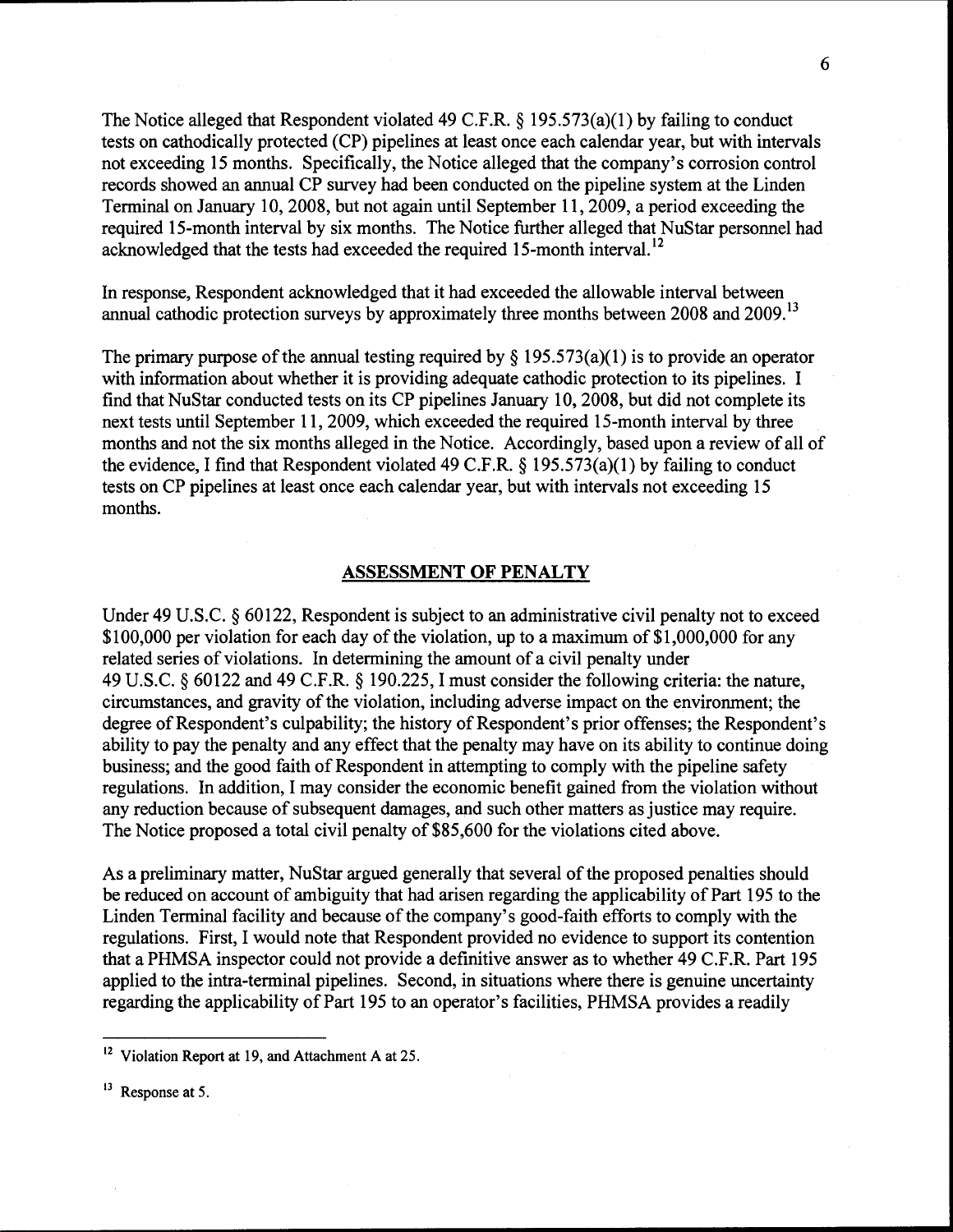The Notice alleged that Respondent violated 49 C.F.R. § 195.573(a)(1) by failing to conduct tests on cathodically protected (CP) pipelines at least once each calendar year, but with intervals not exceeding 15 months. Specifically, the Notice alleged that the company's corrosion control records showed an annual CP survey had been conducted on the pipeline system at the Linden Terminal on January 10, 2008, but not again until September 11, 2009, a period exceeding the required 15-month interval by six months. The Notice further alleged that NuStar personnel had acknowledged that the tests had exceeded the required 15-month interval.[12]

In response, Respondent acknowledged that it had exceeded the allowable interval between annual cathodic protection surveys by approximately three months between 2008 and 2009.[13]

The primary purpose of the annual testing required by § 195.573(a)(1) is to provide an operator with information about whether it is providing adequate cathodic protection to its pipelines. I find that NuStar conducted tests on its CP pipelines January 10, 2008, but did not complete its next tests until September 11, 2009, which exceeded the required 15-month interval by three months and not the six months alleged in the Notice. Accordingly, based upon a review of all of the evidence, I find that Respondent violated 49 C.F.R. § 195.573(a)(1) by failing to conduct tests on CP pipelines at least once each calendar year, but with intervals not exceeding 15 months.

## ASSESSMENT OF PENALTY

Under 49 U.S.C. § 60122, Respondent is subject to an administrative civil penalty not to exceed $100,000 per violation for each day of the violation, up to a maximum of $1,000,000 for any related series of violations. In determining the amount of a civil penalty under 49 U.S.C. § 60122 and 49 C.F.R. § 190.225, I must consider the following criteria: the nature, circumstances, and gravity of the violation, including adverse impact on the environment; the degree of Respondent's culpability; the history of Respondent's prior offenses; the Respondent's ability to pay the penalty and any effect that the penalty may have on its ability to continue doing business; and the good faith of Respondent in attempting to comply with the pipeline safety regulations. In addition, I may consider the economic benefit gained from the violation without any reduction because of subsequent damages, and such other matters as justice may require. The Notice proposed a total civil penalty of $85,600 for the violations cited above.

As a preliminary matter, NuStar argued generally that several of the proposed penalties should be reduced on account of ambiguity that had arisen regarding the applicability of Part 195 to the Linden Terminal facility and because of the company's good-faith efforts to comply with the regulations. First, I would note that Respondent provided no evidence to support its contention that a PHMSA inspector could not provide a definitive answer as to whether 49 C.F.R. Part 195 applied to the intra-terminal pipelines. Second, in situations where there is genuine uncertainty regarding the applicability of Part 195 to an operator's facilities, PHMSA provides a readily

---

[12] Violation Report at 19, and Attachment A at 25.

[13] Response at 5.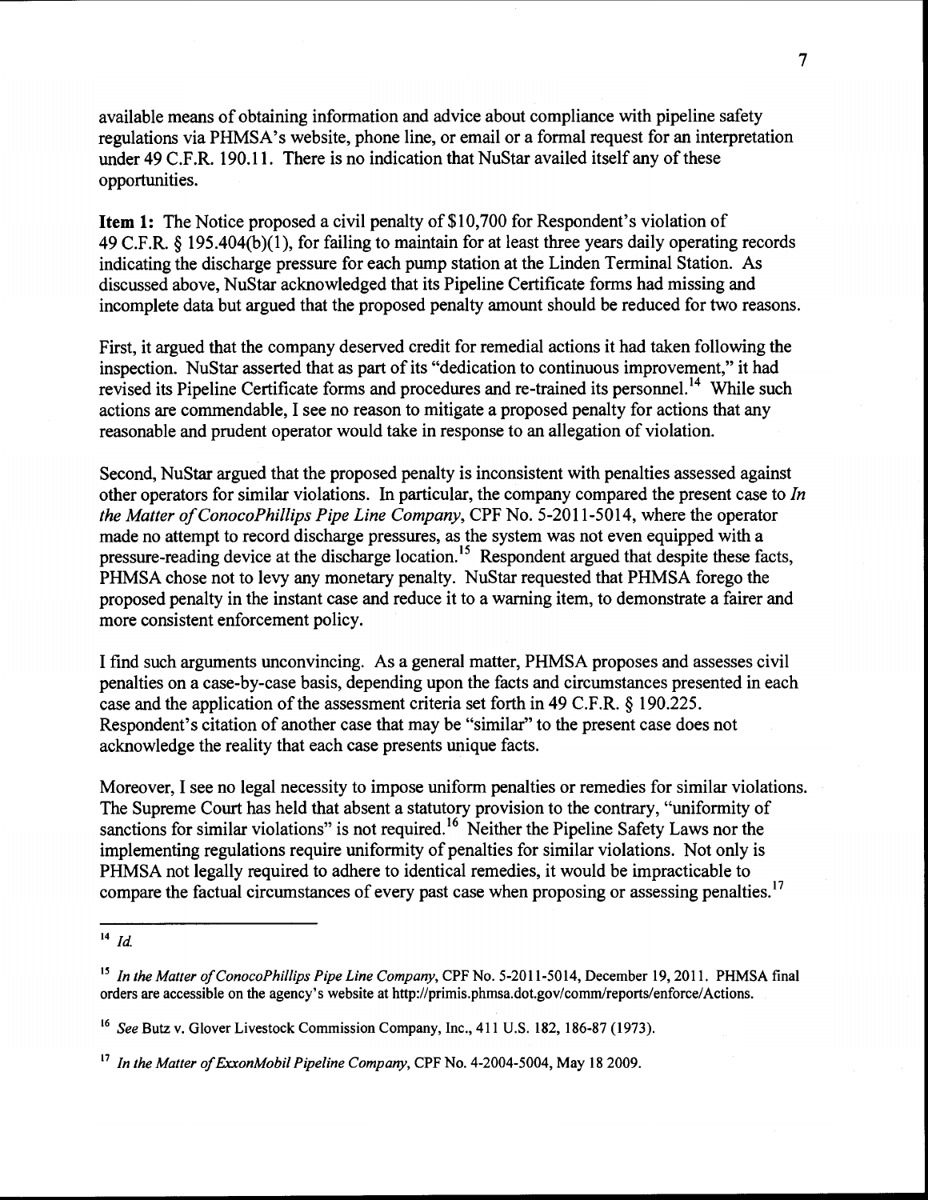available means of obtaining information and advice about compliance with pipeline safety regulations via PHMSA's website, phone line, or email or a formal request for an interpretation under 49 C.F.R. 190.11. There is no indication that NuStar availed itself any of these opportunities.

**Item 1:** The Notice proposed a civil penalty of $10,700 for Respondent's violation of 49 C.F.R. § 195.404(b)(1), for failing to maintain for at least three years daily operating records indicating the discharge pressure for each pump station at the Linden Terminal Station. As discussed above, NuStar acknowledged that its Pipeline Certificate forms had missing and incomplete data but argued that the proposed penalty amount should be reduced for two reasons.

First, it argued that the company deserved credit for remedial actions it had taken following the inspection. NuStar asserted that as part of its "dedication to continuous improvement," it had revised its Pipeline Certificate forms and procedures and re-trained its personnel.[14] While such actions are commendable, I see no reason to mitigate a proposed penalty for actions that any reasonable and prudent operator would take in response to an allegation of violation.

Second, NuStar argued that the proposed penalty is inconsistent with penalties assessed against other operators for similar violations. In particular, the company compared the present case to *In the Matter of ConocoPhillips Pipe Line Company*, CPF No. 5-2011-5014, where the operator made no attempt to record discharge pressures, as the system was not even equipped with a pressure-reading device at the discharge location.[15] Respondent argued that despite these facts, PHMSA chose not to levy any monetary penalty. NuStar requested that PHMSA forego the proposed penalty in the instant case and reduce it to a warning item, to demonstrate a fairer and more consistent enforcement policy.

I find such arguments unconvincing. As a general matter, PHMSA proposes and assesses civil penalties on a case-by-case basis, depending upon the facts and circumstances presented in each case and the application of the assessment criteria set forth in 49 C.F.R. § 190.225. Respondent's citation of another case that may be "similar" to the present case does not acknowledge the reality that each case presents unique facts.

Moreover, I see no legal necessity to impose uniform penalties or remedies for similar violations. The Supreme Court has held that absent a statutory provision to the contrary, "uniformity of sanctions for similar violations" is not required.[16] Neither the Pipeline Safety Laws nor the implementing regulations require uniformity of penalties for similar violations. Not only is PHMSA not legally required to adhere to identical remedies, it would be impracticable to compare the factual circumstances of every past case when proposing or assessing penalties.[17]

---

[14] *Id.*

[15] *In the Matter of ConocoPhillips Pipe Line Company*, CPF No. 5-2011-5014, December 19, 2011. PHMSA final orders are accessible on the agency's website at http://primis.phmsa.dot.gov/comm/reports/enforce/Actions.

[16] *See* Butz v. Glover Livestock Commission Company, Inc., 411 U.S. 182, 186-87 (1973).

[17] *In the Matter of ExxonMobil Pipeline Company*, CPF No. 4-2004-5004, May 18 2009.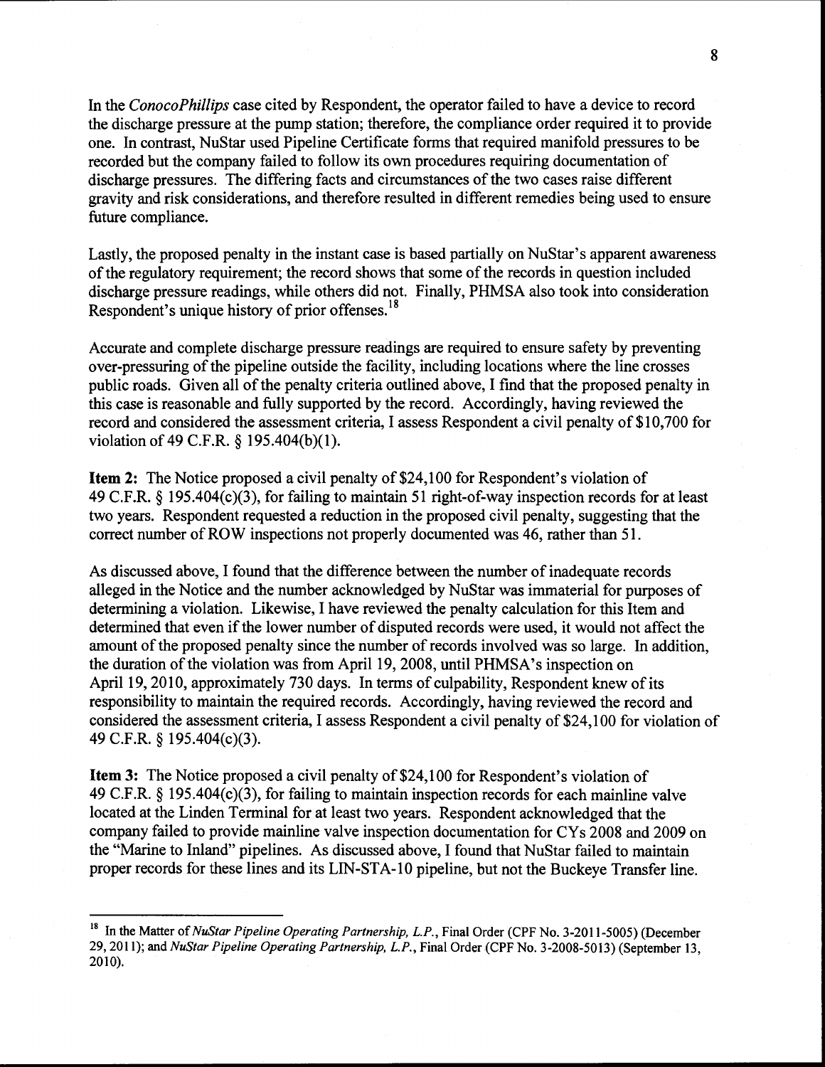In the *ConocoPhillips* case cited by Respondent, the operator failed to have a device to record the discharge pressure at the pump station; therefore, the compliance order required it to provide one. In contrast, NuStar used Pipeline Certificate forms that required manifold pressures to be recorded but the company failed to follow its own procedures requiring documentation of discharge pressures. The differing facts and circumstances of the two cases raise different gravity and risk considerations, and therefore resulted in different remedies being used to ensure future compliance.

Lastly, the proposed penalty in the instant case is based partially on NuStar's apparent awareness of the regulatory requirement; the record shows that some of the records in question included discharge pressure readings, while others did not. Finally, PHMSA also took into consideration Respondent's unique history of prior offenses.[18]

Accurate and complete discharge pressure readings are required to ensure safety by preventing over-pressuring of the pipeline outside the facility, including locations where the line crosses public roads. Given all of the penalty criteria outlined above, I find that the proposed penalty in this case is reasonable and fully supported by the record. Accordingly, having reviewed the record and considered the assessment criteria, I assess Respondent a civil penalty of $10,700 for violation of 49 C.F.R. § 195.404(b)(1).

**Item 2:** The Notice proposed a civil penalty of $24,100 for Respondent's violation of 49 C.F.R. § 195.404(c)(3), for failing to maintain 51 right-of-way inspection records for at least two years. Respondent requested a reduction in the proposed civil penalty, suggesting that the correct number of ROW inspections not properly documented was 46, rather than 51.

As discussed above, I found that the difference between the number of inadequate records alleged in the Notice and the number acknowledged by NuStar was immaterial for purposes of determining a violation. Likewise, I have reviewed the penalty calculation for this Item and determined that even if the lower number of disputed records were used, it would not affect the amount of the proposed penalty since the number of records involved was so large. In addition, the duration of the violation was from April 19, 2008, until PHMSA's inspection on April 19, 2010, approximately 730 days. In terms of culpability, Respondent knew of its responsibility to maintain the required records. Accordingly, having reviewed the record and considered the assessment criteria, I assess Respondent a civil penalty of $24,100 for violation of 49 C.F.R. § 195.404(c)(3).

**Item 3:** The Notice proposed a civil penalty of $24,100 for Respondent's violation of 49 C.F.R. § 195.404(c)(3), for failing to maintain inspection records for each mainline valve located at the Linden Terminal for at least two years. Respondent acknowledged that the company failed to provide mainline valve inspection documentation for CYs 2008 and 2009 on the "Marine to Inland" pipelines. As discussed above, I found that NuStar failed to maintain proper records for these lines and its LIN-STA-10 pipeline, but not the Buckeye Transfer line.

---

[18] In the Matter of *NuStar Pipeline Operating Partnership, L.P.*, Final Order (CPF No. 3-2011-5005) (December 29, 2011); and *NuStar Pipeline Operating Partnership, L.P.*, Final Order (CPF No. 3-2008-5013) (September 13, 2010).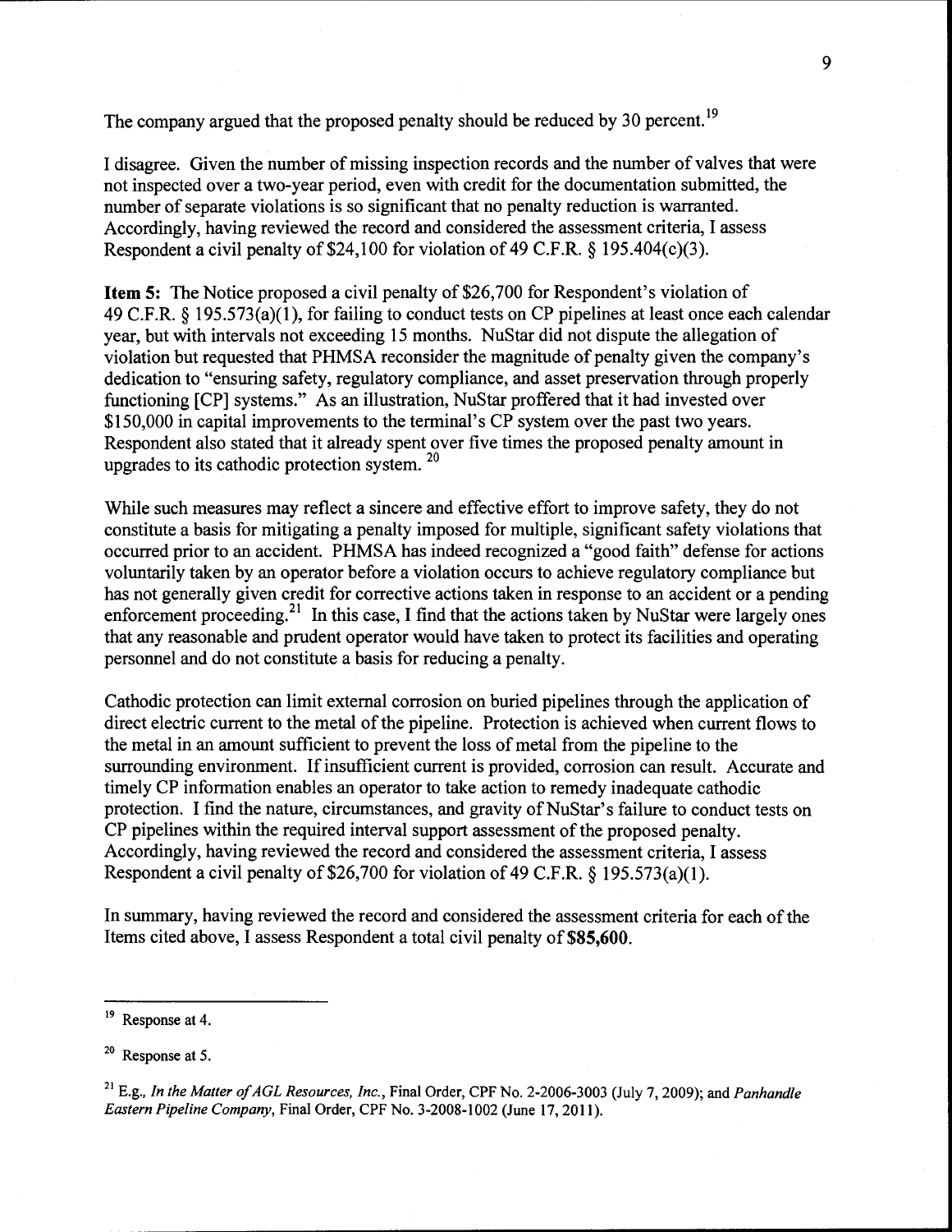The company argued that the proposed penalty should be reduced by 30 percent.[19]

I disagree. Given the number of missing inspection records and the number of valves that were not inspected over a two-year period, even with credit for the documentation submitted, the number of separate violations is so significant that no penalty reduction is warranted. Accordingly, having reviewed the record and considered the assessment criteria, I assess Respondent a civil penalty of $24,100 for violation of 49 C.F.R. § 195.404(c)(3).

**Item 5:** The Notice proposed a civil penalty of $26,700 for Respondent's violation of 49 C.F.R. § 195.573(a)(1), for failing to conduct tests on CP pipelines at least once each calendar year, but with intervals not exceeding 15 months. NuStar did not dispute the allegation of violation but requested that PHMSA reconsider the magnitude of penalty given the company's dedication to "ensuring safety, regulatory compliance, and asset preservation through properly functioning [CP] systems." As an illustration, NuStar proffered that it had invested over $150,000 in capital improvements to the terminal's CP system over the past two years. Respondent also stated that it already spent over five times the proposed penalty amount in upgrades to its cathodic protection system.[20]

While such measures may reflect a sincere and effective effort to improve safety, they do not constitute a basis for mitigating a penalty imposed for multiple, significant safety violations that occurred prior to an accident. PHMSA has indeed recognized a "good faith" defense for actions voluntarily taken by an operator before a violation occurs to achieve regulatory compliance but has not generally given credit for corrective actions taken in response to an accident or a pending enforcement proceeding.[21] In this case, I find that the actions taken by NuStar were largely ones that any reasonable and prudent operator would have taken to protect its facilities and operating personnel and do not constitute a basis for reducing a penalty.

Cathodic protection can limit external corrosion on buried pipelines through the application of direct electric current to the metal of the pipeline. Protection is achieved when current flows to the metal in an amount sufficient to prevent the loss of metal from the pipeline to the surrounding environment. If insufficient current is provided, corrosion can result. Accurate and timely CP information enables an operator to take action to remedy inadequate cathodic protection. I find the nature, circumstances, and gravity of NuStar's failure to conduct tests on CP pipelines within the required interval support assessment of the proposed penalty. Accordingly, having reviewed the record and considered the assessment criteria, I assess Respondent a civil penalty of $26,700 for violation of 49 C.F.R. § 195.573(a)(1).

In summary, having reviewed the record and considered the assessment criteria for each of the Items cited above, I assess Respondent a total civil penalty of **$85,600**.

---

[19] Response at 4.

[20] Response at 5.

[21] E.g., *In the Matter of AGL Resources, Inc.*, Final Order, CPF No. 2-2006-3003 (July 7, 2009); and *Panhandle Eastern Pipeline Company*, Final Order, CPF No. 3-2008-1002 (June 17, 2011).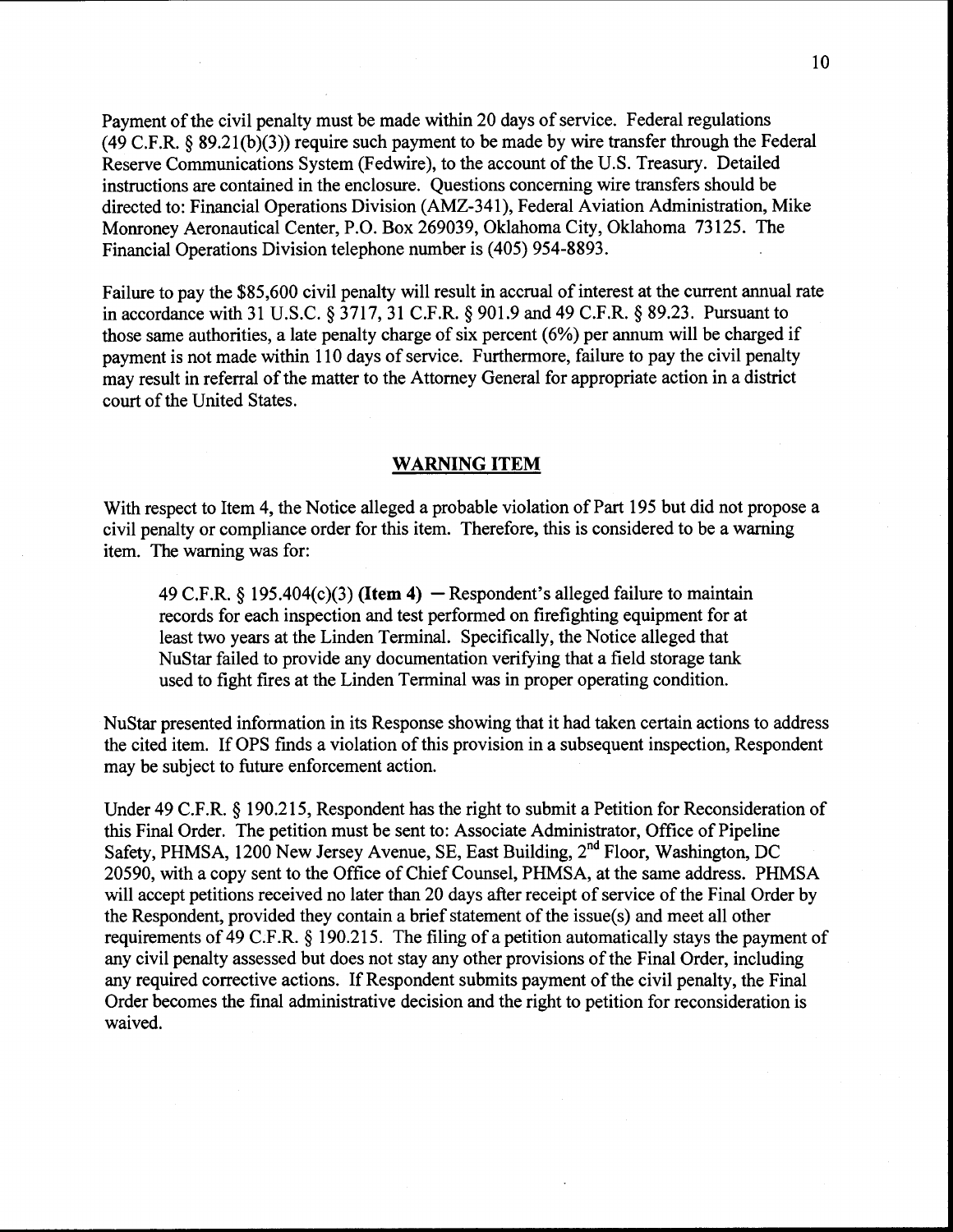Payment of the civil penalty must be made within 20 days of service. Federal regulations (49 C.F.R. § 89.21(b)(3)) require such payment to be made by wire transfer through the Federal Reserve Communications System (Fedwire), to the account of the U.S. Treasury. Detailed instructions are contained in the enclosure. Questions concerning wire transfers should be directed to: Financial Operations Division (AMZ-341), Federal Aviation Administration, Mike Monroney Aeronautical Center, P.O. Box 269039, Oklahoma City, Oklahoma 73125. The Financial Operations Division telephone number is (405) 954-8893.

Failure to pay the $85,600 civil penalty will result in accrual of interest at the current annual rate in accordance with 31 U.S.C. § 3717, 31 C.F.R. § 901.9 and 49 C.F.R. § 89.23. Pursuant to those same authorities, a late penalty charge of six percent (6%) per annum will be charged if payment is not made within 110 days of service. Furthermore, failure to pay the civil penalty may result in referral of the matter to the Attorney General for appropriate action in a district court of the United States.

## WARNING ITEM

With respect to Item 4, the Notice alleged a probable violation of Part 195 but did not propose a civil penalty or compliance order for this item. Therefore, this is considered to be a warning item. The warning was for:

> 49 C.F.R. § 195.404(c)(3) **(Item 4)** — Respondent's alleged failure to maintain records for each inspection and test performed on firefighting equipment for at least two years at the Linden Terminal. Specifically, the Notice alleged that NuStar failed to provide any documentation verifying that a field storage tank used to fight fires at the Linden Terminal was in proper operating condition.

NuStar presented information in its Response showing that it had taken certain actions to address the cited item. If OPS finds a violation of this provision in a subsequent inspection, Respondent may be subject to future enforcement action.

Under 49 C.F.R. § 190.215, Respondent has the right to submit a Petition for Reconsideration of this Final Order. The petition must be sent to: Associate Administrator, Office of Pipeline Safety, PHMSA, 1200 New Jersey Avenue, SE, East Building, 2nd Floor, Washington, DC 20590, with a copy sent to the Office of Chief Counsel, PHMSA, at the same address. PHMSA will accept petitions received no later than 20 days after receipt of service of the Final Order by the Respondent, provided they contain a brief statement of the issue(s) and meet all other requirements of 49 C.F.R. § 190.215. The filing of a petition automatically stays the payment of any civil penalty assessed but does not stay any other provisions of the Final Order, including any required corrective actions. If Respondent submits payment of the civil penalty, the Final Order becomes the final administrative decision and the right to petition for reconsideration is waived.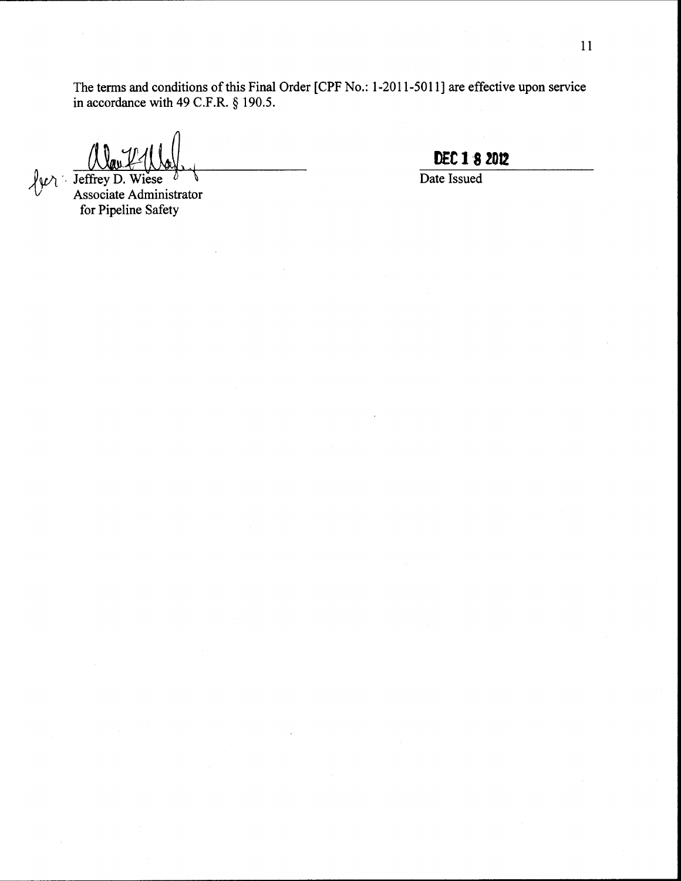The terms and conditions of this Final Order [CPF No.: 1-2011-5011] are effective upon service in accordance with 49 C.F.R. § 190.5.

for: Jeffrey D. Wiese
Associate Administrator
for Pipeline Safety

**DEC 18 2012**
Date Issued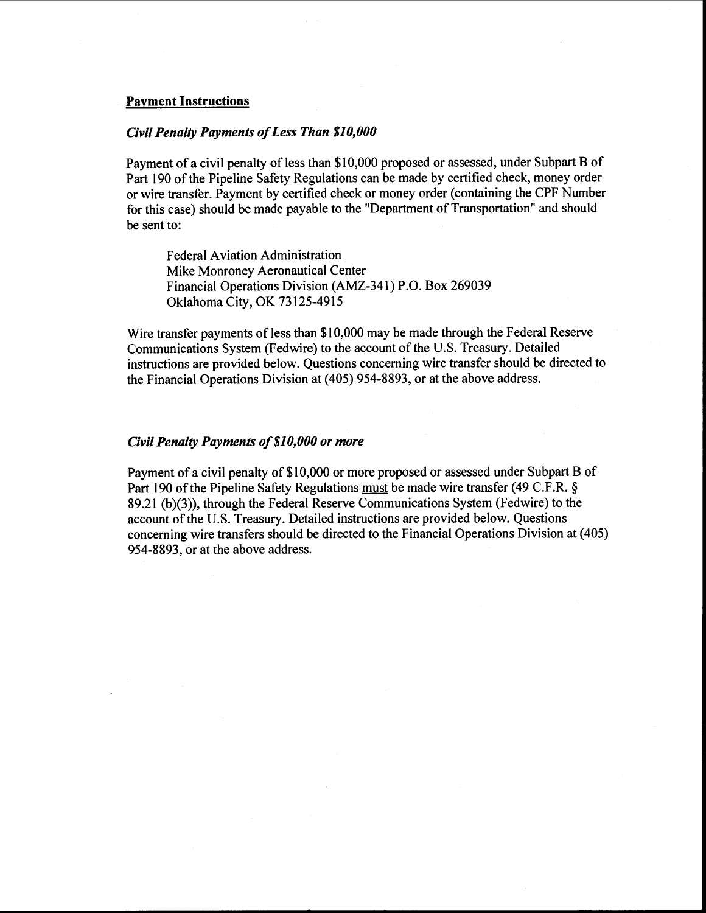## Payment Instructions

### *Civil Penalty Payments of Less Than $10,000*

Payment of a civil penalty of less than $10,000 proposed or assessed, under Subpart B of Part 190 of the Pipeline Safety Regulations can be made by certified check, money order or wire transfer. Payment by certified check or money order (containing the CPF Number for this case) should be made payable to the "Department of Transportation" and should be sent to:

> Federal Aviation Administration
> Mike Monroney Aeronautical Center
> Financial Operations Division (AMZ-341) P.O. Box 269039
> Oklahoma City, OK 73125-4915

Wire transfer payments of less than $10,000 may be made through the Federal Reserve Communications System (Fedwire) to the account of the U.S. Treasury. Detailed instructions are provided below. Questions concerning wire transfer should be directed to the Financial Operations Division at (405) 954-8893, or at the above address.

### *Civil Penalty Payments of $10,000 or more*

Payment of a civil penalty of $10,000 or more proposed or assessed under Subpart B of Part 190 of the Pipeline Safety Regulations <u>must</u> be made wire transfer (49 C.F.R. § 89.21 (b)(3)), through the Federal Reserve Communications System (Fedwire) to the account of the U.S. Treasury. Detailed instructions are provided below. Questions concerning wire transfers should be directed to the Financial Operations Division at (405) 954-8893, or at the above address.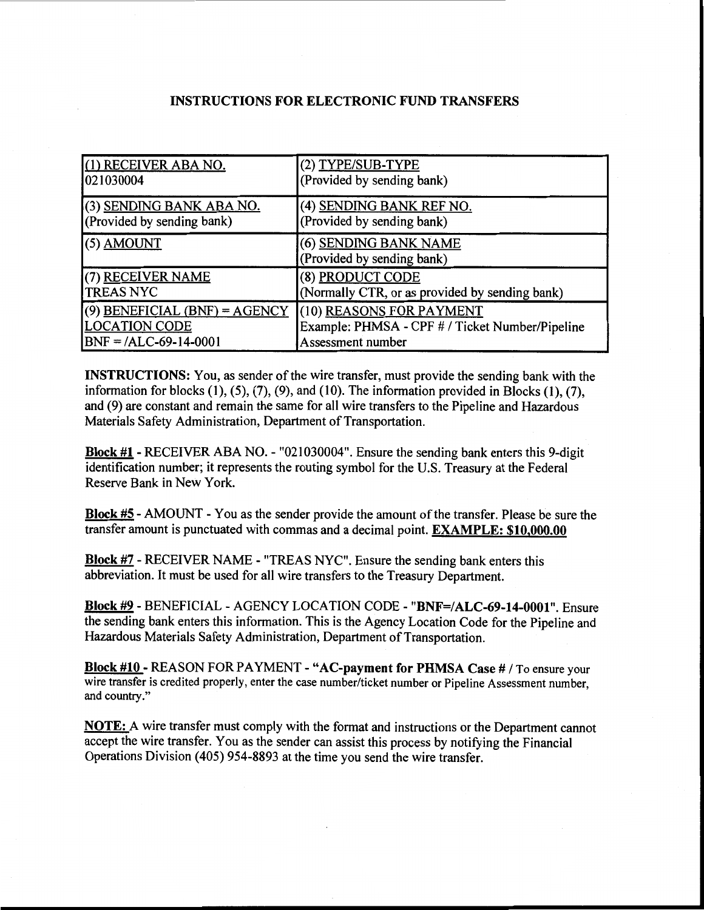# INSTRUCTIONS FOR ELECTRONIC FUND TRANSFERS

| | |
|---|---|
| (1) RECEIVER ABA NO.<br>021030004 | (2) TYPE/SUB-TYPE<br>(Provided by sending bank) |
| (3) SENDING BANK ABA NO.<br>(Provided by sending bank) | (4) SENDING BANK REF NO.<br>(Provided by sending bank) |
| (5) AMOUNT | (6) SENDING BANK NAME<br>(Provided by sending bank) |
| (7) RECEIVER NAME<br>TREAS NYC | (8) PRODUCT CODE<br>(Normally CTR, or as provided by sending bank) |
| (9) BENEFICIAL (BNF) = AGENCY LOCATION CODE<br>BNF = /ALC-69-14-0001 | (10) REASONS FOR PAYMENT<br>Example: PHMSA - CPF # / Ticket Number/Pipeline Assessment number |

**INSTRUCTIONS:** You, as sender of the wire transfer, must provide the sending bank with the information for blocks (1), (5), (7), (9), and (10). The information provided in Blocks (1), (7), and (9) are constant and remain the same for all wire transfers to the Pipeline and Hazardous Materials Safety Administration, Department of Transportation.

**Block #1** - RECEIVER ABA NO. - "021030004". Ensure the sending bank enters this 9-digit identification number; it represents the routing symbol for the U.S. Treasury at the Federal Reserve Bank in New York.

**Block #5** - AMOUNT - You as the sender provide the amount of the transfer. Please be sure the transfer amount is punctuated with commas and a decimal point. **EXAMPLE: $10,000.00**

**Block #7** - RECEIVER NAME - "TREAS NYC". Ensure the sending bank enters this abbreviation. It must be used for all wire transfers to the Treasury Department.

**Block #9** - BENEFICIAL - AGENCY LOCATION CODE - "**BNF=/ALC-69-14-0001**". Ensure the sending bank enters this information. This is the Agency Location Code for the Pipeline and Hazardous Materials Safety Administration, Department of Transportation.

**Block #10** - REASON FOR PAYMENT - "**AC-payment for PHMSA Case #** / To ensure your wire transfer is credited properly, enter the case number/ticket number or Pipeline Assessment number, and country."

**NOTE:** A wire transfer must comply with the format and instructions or the Department cannot accept the wire transfer. You as the sender can assist this process by notifying the Financial Operations Division (405) 954-8893 at the time you send the wire transfer.